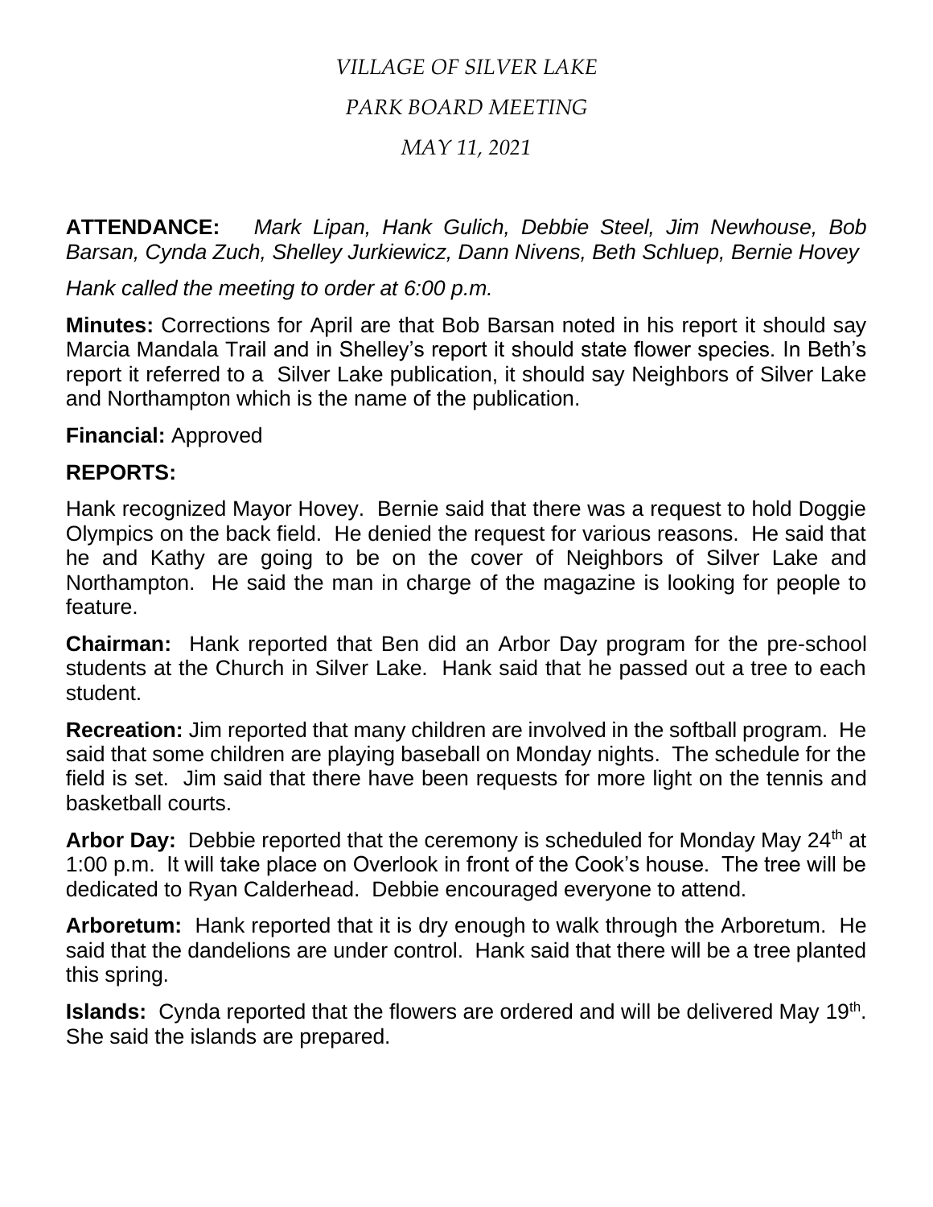*VILLAGE OF SILVER LAKE*

*PARK BOARD MEETING*

*MAY 11, 2021*

**ATTENDANCE:** *Mark Lipan, Hank Gulich, Debbie Steel, Jim Newhouse, Bob Barsan, Cynda Zuch, Shelley Jurkiewicz, Dann Nivens, Beth Schluep, Bernie Hovey*

*Hank called the meeting to order at 6:00 p.m.*

**Minutes:** Corrections for April are that Bob Barsan noted in his report it should say Marcia Mandala Trail and in Shelley's report it should state flower species. In Beth's report it referred to a Silver Lake publication, it should say Neighbors of Silver Lake and Northampton which is the name of the publication.

**Financial:** Approved

**REPORTS:**

Hank recognized Mayor Hovey. Bernie said that there was a request to hold Doggie Olympics on the back field. He denied the request for various reasons. He said that he and Kathy are going to be on the cover of Neighbors of Silver Lake and Northampton. He said the man in charge of the magazine is looking for people to feature.

**Chairman:** Hank reported that Ben did an Arbor Day program for the pre-school students at the Church in Silver Lake. Hank said that he passed out a tree to each student.

**Recreation:** Jim reported that many children are involved in the softball program. He said that some children are playing baseball on Monday nights. The schedule for the field is set. Jim said that there have been requests for more light on the tennis and basketball courts.

**Arbor Day:** Debbie reported that the ceremony is scheduled for Monday May 24th at 1:00 p.m. It will take place on Overlook in front of the Cook's house. The tree will be dedicated to Ryan Calderhead. Debbie encouraged everyone to attend.

**Arboretum:** Hank reported that it is dry enough to walk through the Arboretum. He said that the dandelions are under control. Hank said that there will be a tree planted this spring.

**Islands:** Cynda reported that the flowers are ordered and will be delivered May 19th. She said the islands are prepared.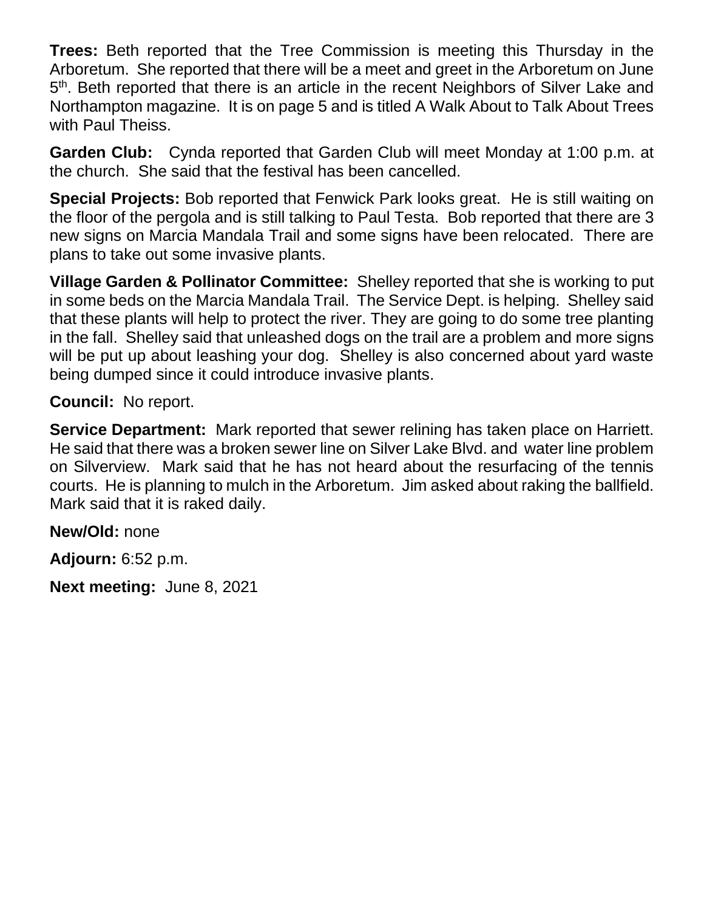**Trees:** Beth reported that the Tree Commission is meeting this Thursday in the Arboretum. She reported that there will be a meet and greet in the Arboretum on June 5th. Beth reported that there is an article in the recent Neighbors of Silver Lake and Northampton magazine. It is on page 5 and is titled A Walk About to Talk About Trees with Paul Theiss.

**Garden Club:** Cynda reported that Garden Club will meet Monday at 1:00 p.m. at the church. She said that the festival has been cancelled.

**Special Projects:** Bob reported that Fenwick Park looks great. He is still waiting on the floor of the pergola and is still talking to Paul Testa. Bob reported that there are 3 new signs on Marcia Mandala Trail and some signs have been relocated. There are plans to take out some invasive plants.

**Village Garden & Pollinator Committee:** Shelley reported that she is working to put in some beds on the Marcia Mandala Trail. The Service Dept. is helping. Shelley said that these plants will help to protect the river. They are going to do some tree planting in the fall. Shelley said that unleashed dogs on the trail are a problem and more signs will be put up about leashing your dog. Shelley is also concerned about yard waste being dumped since it could introduce invasive plants.

**Council:** No report.

**Service Department:** Mark reported that sewer relining has taken place on Harriett. He said that there was a broken sewer line on Silver Lake Blvd. and water line problem on Silverview. Mark said that he has not heard about the resurfacing of the tennis courts. He is planning to mulch in the Arboretum. Jim asked about raking the ballfield. Mark said that it is raked daily.

**New/Old:** none

**Adjourn:** 6:52 p.m.

**Next meeting:** June 8, 2021